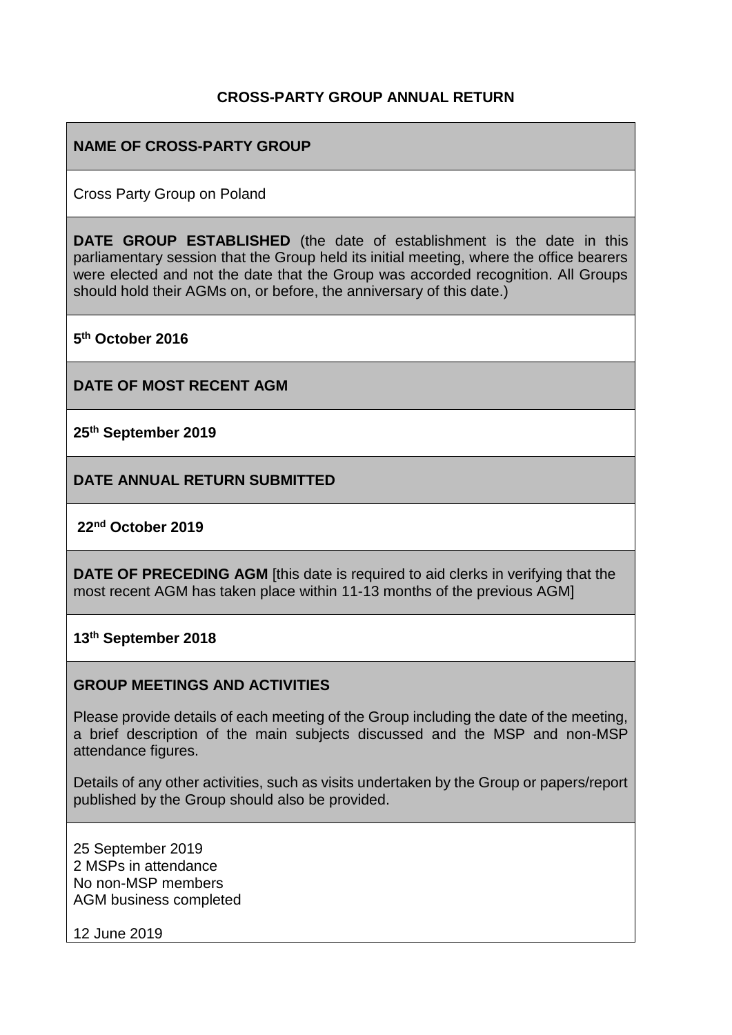**CROSS-PARTY GROUP ANNUAL RETURN**

**NAME OF CROSS-PARTY GROUP**

Cross Party Group on Poland

**DATE GROUP ESTABLISHED** (the date of establishment is the date in this parliamentary session that the Group held its initial meeting, where the office bearers were elected and not the date that the Group was accorded recognition. All Groups should hold their AGMs on, or before, the anniversary of this date.)

**5th October 2016**

**DATE OF MOST RECENT AGM**

**25th September 2019**

**DATE ANNUAL RETURN SUBMITTED**

**22nd October 2019**

**DATE OF PRECEDING AGM** [this date is required to aid clerks in verifying that the most recent AGM has taken place within 11-13 months of the previous AGM]

**13th September 2018**

**GROUP MEETINGS AND ACTIVITIES**

Please provide details of each meeting of the Group including the date of the meeting, a brief description of the main subjects discussed and the MSP and non-MSP attendance figures.

Details of any other activities, such as visits undertaken by the Group or papers/report published by the Group should also be provided.

25 September 2019
2 MSPs in attendance
No non-MSP members
AGM business completed

12 June 2019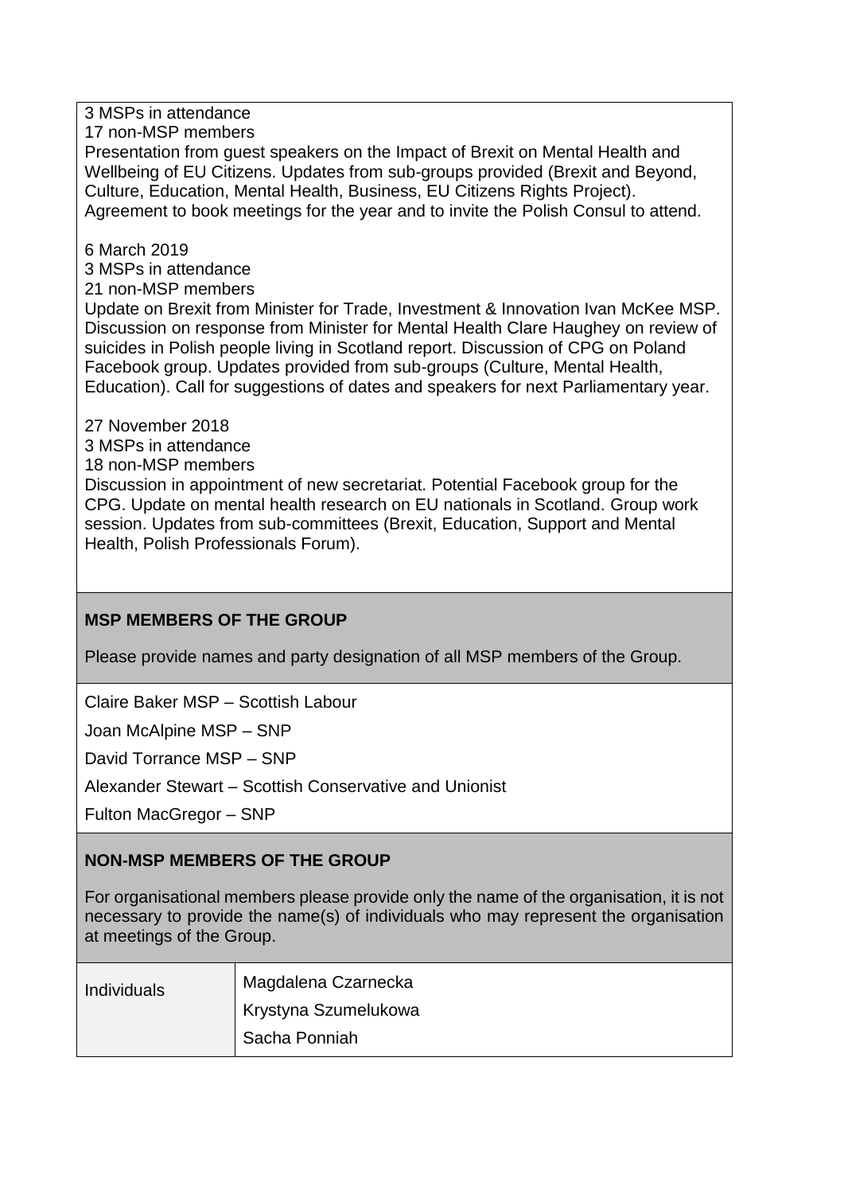3 MSPs in attendance
17 non-MSP members
Presentation from guest speakers on the Impact of Brexit on Mental Health and Wellbeing of EU Citizens. Updates from sub-groups provided (Brexit and Beyond, Culture, Education, Mental Health, Business, EU Citizens Rights Project). Agreement to book meetings for the year and to invite the Polish Consul to attend.

6 March 2019
3 MSPs in attendance
21 non-MSP members
Update on Brexit from Minister for Trade, Investment & Innovation Ivan McKee MSP. Discussion on response from Minister for Mental Health Clare Haughey on review of suicides in Polish people living in Scotland report. Discussion of CPG on Poland Facebook group. Updates provided from sub-groups (Culture, Mental Health, Education). Call for suggestions of dates and speakers for next Parliamentary year.

27 November 2018
3 MSPs in attendance
18 non-MSP members
Discussion in appointment of new secretariat. Potential Facebook group for the CPG. Update on mental health research on EU nationals in Scotland. Group work session. Updates from sub-committees (Brexit, Education, Support and Mental Health, Polish Professionals Forum).

**MSP MEMBERS OF THE GROUP**

Please provide names and party designation of all MSP members of the Group.

Claire Baker MSP – Scottish Labour

Joan McAlpine MSP – SNP

David Torrance MSP – SNP

Alexander Stewart – Scottish Conservative and Unionist

Fulton MacGregor – SNP

**NON-MSP MEMBERS OF THE GROUP**

For organisational members please provide only the name of the organisation, it is not necessary to provide the name(s) of individuals who may represent the organisation at meetings of the Group.

| Individuals | Magdalena Czarnecka<br>Krystyna Szumelukowa<br>Sacha Ponniah |
|---|---|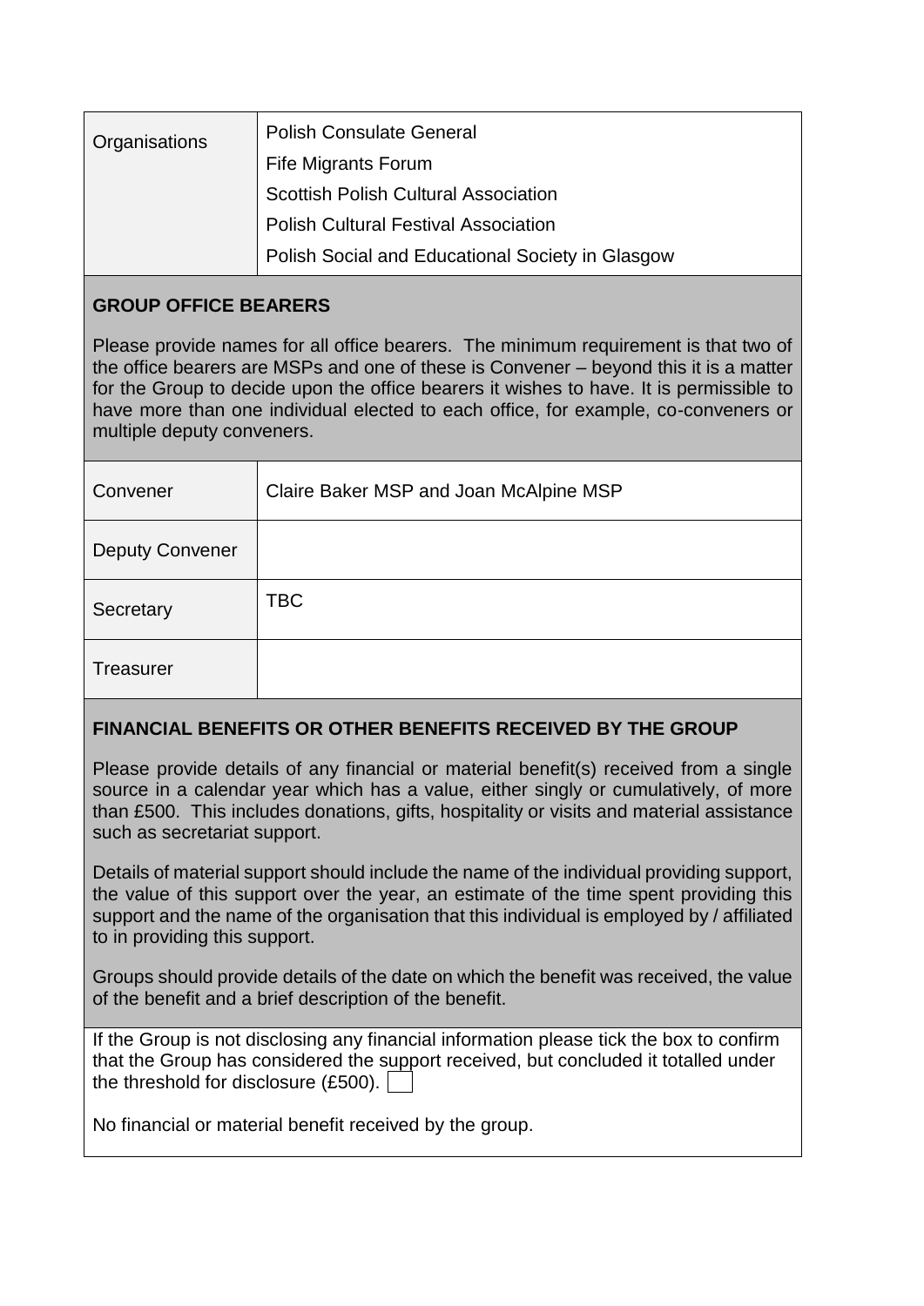| Organisations | Polish Consulate General<br>Fife Migrants Forum<br>Scottish Polish Cultural Association<br>Polish Cultural Festival Association<br>Polish Social and Educational Society in Glasgow |
|---|---|

## GROUP OFFICE BEARERS

Please provide names for all office bearers. The minimum requirement is that two of the office bearers are MSPs and one of these is Convener – beyond this it is a matter for the Group to decide upon the office bearers it wishes to have. It is permissible to have more than one individual elected to each office, for example, co-conveners or multiple deputy conveners.

| Convener | Claire Baker MSP and Joan McAlpine MSP |
|---|---|
| Deputy Convener | |
| Secretary | TBC |
| Treasurer | |

## FINANCIAL BENEFITS OR OTHER BENEFITS RECEIVED BY THE GROUP

Please provide details of any financial or material benefit(s) received from a single source in a calendar year which has a value, either singly or cumulatively, of more than £500. This includes donations, gifts, hospitality or visits and material assistance such as secretariat support.

Details of material support should include the name of the individual providing support, the value of this support over the year, an estimate of the time spent providing this support and the name of the organisation that this individual is employed by / affiliated to in providing this support.

Groups should provide details of the date on which the benefit was received, the value of the benefit and a brief description of the benefit.

If the Group is not disclosing any financial information please tick the box to confirm that the Group has considered the support received, but concluded it totalled under the threshold for disclosure (£500). ☐

No financial or material benefit received by the group.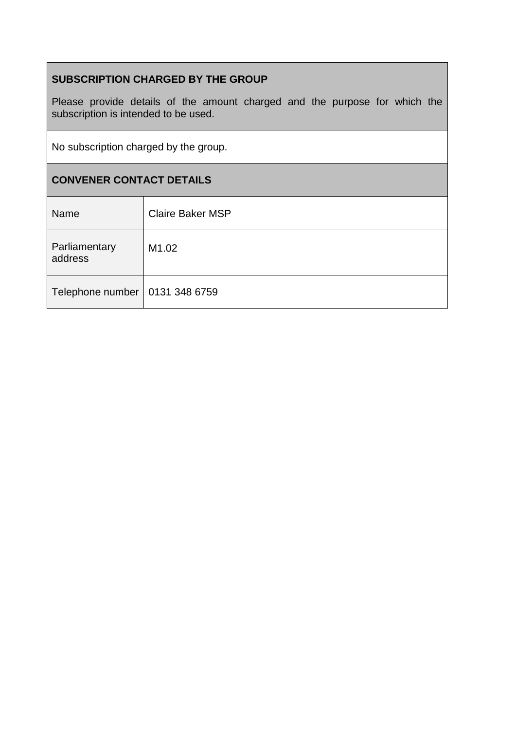| | |
|---|---|
| **SUBSCRIPTION CHARGED BY THE GROUP**<br><br>Please provide details of the amount charged and the purpose for which the subscription is intended to be used. | |
| No subscription charged by the group. | |
| **CONVENER CONTACT DETAILS** | |
| Name | Claire Baker MSP |
| Parliamentary address | M1.02 |
| Telephone number | 0131 348 6759 |